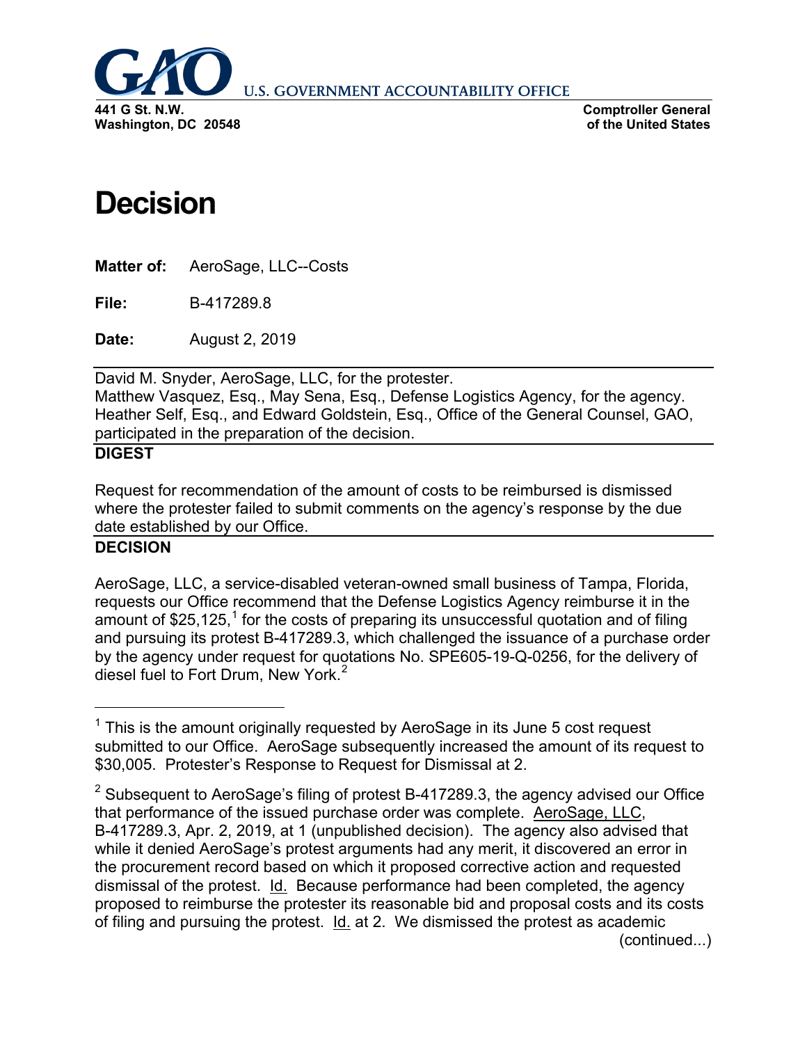**U.S. GOVERNMENT ACCOUNTABILITY OFFICE**

**441 G St. N.W.**
**Washington, DC 20548**

**Comptroller General**
**of the United States**

# Decision

**Matter of:** AeroSage, LLC--Costs

**File:** B-417289.8

**Date:** August 2, 2019

David M. Snyder, AeroSage, LLC, for the protester.
Matthew Vasquez, Esq., May Sena, Esq., Defense Logistics Agency, for the agency.
Heather Self, Esq., and Edward Goldstein, Esq., Office of the General Counsel, GAO, participated in the preparation of the decision.

**DIGEST**

Request for recommendation of the amount of costs to be reimbursed is dismissed where the protester failed to submit comments on the agency's response by the due date established by our Office.

**DECISION**

AeroSage, LLC, a service-disabled veteran-owned small business of Tampa, Florida, requests our Office recommend that the Defense Logistics Agency reimburse it in the amount of $25,125,[1] for the costs of preparing its unsuccessful quotation and of filing and pursuing its protest B-417289.3, which challenged the issuance of a purchase order by the agency under request for quotations No. SPE605-19-Q-0256, for the delivery of diesel fuel to Fort Drum, New York.[2]

---

[1] This is the amount originally requested by AeroSage in its June 5 cost request submitted to our Office. AeroSage subsequently increased the amount of its request to $30,005. Protester's Response to Request for Dismissal at 2.

[2] Subsequent to AeroSage's filing of protest B-417289.3, the agency advised our Office that performance of the issued purchase order was complete. AeroSage, LLC, B-417289.3, Apr. 2, 2019, at 1 (unpublished decision). The agency also advised that while it denied AeroSage's protest arguments had any merit, it discovered an error in the procurement record based on which it proposed corrective action and requested dismissal of the protest. Id. Because performance had been completed, the agency proposed to reimburse the protester its reasonable bid and proposal costs and its costs of filing and pursuing the protest. Id. at 2. We dismissed the protest as academic (continued...)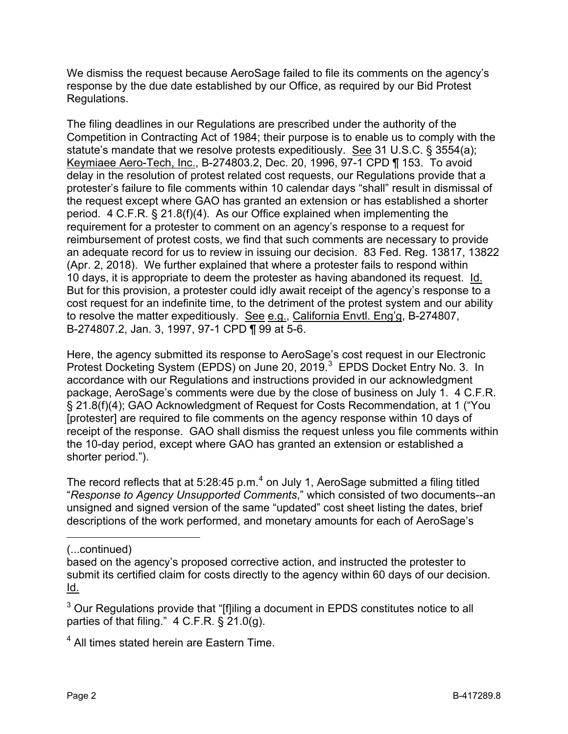We dismiss the request because AeroSage failed to file its comments on the agency's response by the due date established by our Office, as required by our Bid Protest Regulations.

The filing deadlines in our Regulations are prescribed under the authority of the Competition in Contracting Act of 1984; their purpose is to enable us to comply with the statute's mandate that we resolve protests expeditiously. See 31 U.S.C. § 3554(a); Keymiaee Aero-Tech, Inc., B-274803.2, Dec. 20, 1996, 97-1 CPD ¶ 153. To avoid delay in the resolution of protest related cost requests, our Regulations provide that a protester's failure to file comments within 10 calendar days "shall" result in dismissal of the request except where GAO has granted an extension or has established a shorter period. 4 C.F.R. § 21.8(f)(4). As our Office explained when implementing the requirement for a protester to comment on an agency's response to a request for reimbursement of protest costs, we find that such comments are necessary to provide an adequate record for us to review in issuing our decision. 83 Fed. Reg. 13817, 13822 (Apr. 2, 2018). We further explained that where a protester fails to respond within 10 days, it is appropriate to deem the protester as having abandoned its request. Id. But for this provision, a protester could idly await receipt of the agency's response to a cost request for an indefinite time, to the detriment of the protest system and our ability to resolve the matter expeditiously. See e.g., California Envtl. Eng'g, B-274807, B-274807.2, Jan. 3, 1997, 97-1 CPD ¶ 99 at 5-6.

Here, the agency submitted its response to AeroSage's cost request in our Electronic Protest Docketing System (EPDS) on June 20, 2019.[3] EPDS Docket Entry No. 3. In accordance with our Regulations and instructions provided in our acknowledgment package, AeroSage's comments were due by the close of business on July 1. 4 C.F.R. § 21.8(f)(4); GAO Acknowledgment of Request for Costs Recommendation, at 1 ("You [protester] are required to file comments on the agency response within 10 days of receipt of the response. GAO shall dismiss the request unless you file comments within the 10-day period, except where GAO has granted an extension or established a shorter period.").

The record reflects that at 5:28:45 p.m.[4] on July 1, AeroSage submitted a filing titled "*Response to Agency Unsupported Comments*," which consisted of two documents--an unsigned and signed version of the same "updated" cost sheet listing the dates, brief descriptions of the work performed, and monetary amounts for each of AeroSage's

(...continued)
based on the agency's proposed corrective action, and instructed the protester to submit its certified claim for costs directly to the agency within 60 days of our decision. Id.

[3] Our Regulations provide that "[f]iling a document in EPDS constitutes notice to all parties of that filing." 4 C.F.R. § 21.0(g).

[4] All times stated herein are Eastern Time.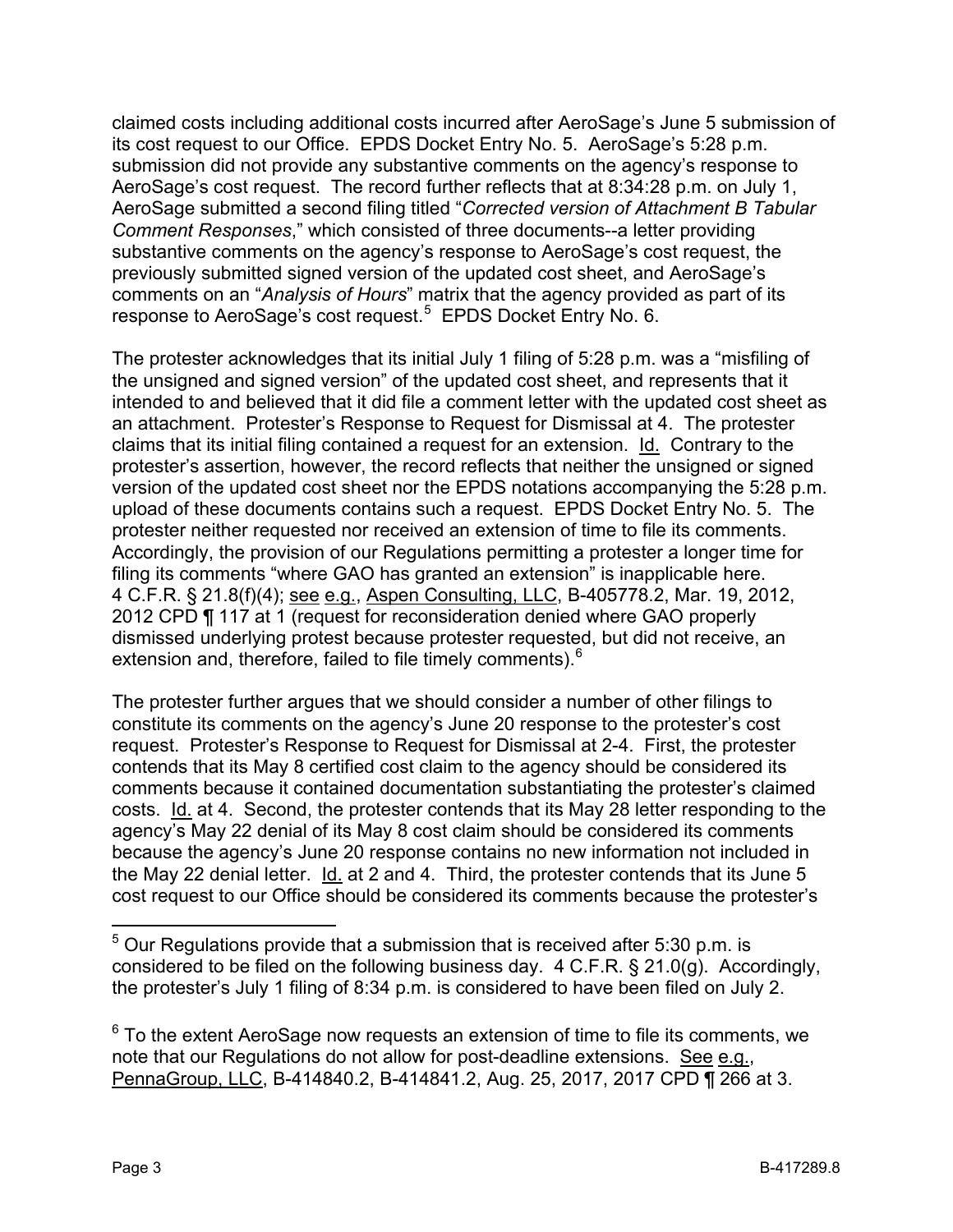claimed costs including additional costs incurred after AeroSage's June 5 submission of its cost request to our Office. EPDS Docket Entry No. 5. AeroSage's 5:28 p.m. submission did not provide any substantive comments on the agency's response to AeroSage's cost request. The record further reflects that at 8:34:28 p.m. on July 1, AeroSage submitted a second filing titled "*Corrected version of Attachment B Tabular Comment Responses*," which consisted of three documents--a letter providing substantive comments on the agency's response to AeroSage's cost request, the previously submitted signed version of the updated cost sheet, and AeroSage's comments on an "*Analysis of Hours*" matrix that the agency provided as part of its response to AeroSage's cost request.[5] EPDS Docket Entry No. 6.

The protester acknowledges that its initial July 1 filing of 5:28 p.m. was a "misfiling of the unsigned and signed version" of the updated cost sheet, and represents that it intended to and believed that it did file a comment letter with the updated cost sheet as an attachment. Protester's Response to Request for Dismissal at 4. The protester claims that its initial filing contained a request for an extension. Id. Contrary to the protester's assertion, however, the record reflects that neither the unsigned or signed version of the updated cost sheet nor the EPDS notations accompanying the 5:28 p.m. upload of these documents contains such a request. EPDS Docket Entry No. 5. The protester neither requested nor received an extension of time to file its comments. Accordingly, the provision of our Regulations permitting a protester a longer time for filing its comments "where GAO has granted an extension" is inapplicable here. 4 C.F.R. § 21.8(f)(4); see e.g., Aspen Consulting, LLC, B-405778.2, Mar. 19, 2012, 2012 CPD ¶ 117 at 1 (request for reconsideration denied where GAO properly dismissed underlying protest because protester requested, but did not receive, an extension and, therefore, failed to file timely comments).[6]

The protester further argues that we should consider a number of other filings to constitute its comments on the agency's June 20 response to the protester's cost request. Protester's Response to Request for Dismissal at 2-4. First, the protester contends that its May 8 certified cost claim to the agency should be considered its comments because it contained documentation substantiating the protester's claimed costs. Id. at 4. Second, the protester contends that its May 28 letter responding to the agency's May 22 denial of its May 8 cost claim should be considered its comments because the agency's June 20 response contains no new information not included in the May 22 denial letter. Id. at 2 and 4. Third, the protester contends that its June 5 cost request to our Office should be considered its comments because the protester's

---

[5] Our Regulations provide that a submission that is received after 5:30 p.m. is considered to be filed on the following business day. 4 C.F.R. § 21.0(g). Accordingly, the protester's July 1 filing of 8:34 p.m. is considered to have been filed on July 2.

[6] To the extent AeroSage now requests an extension of time to file its comments, we note that our Regulations do not allow for post-deadline extensions. See e.g., PennaGroup, LLC, B-414840.2, B-414841.2, Aug. 25, 2017, 2017 CPD ¶ 266 at 3.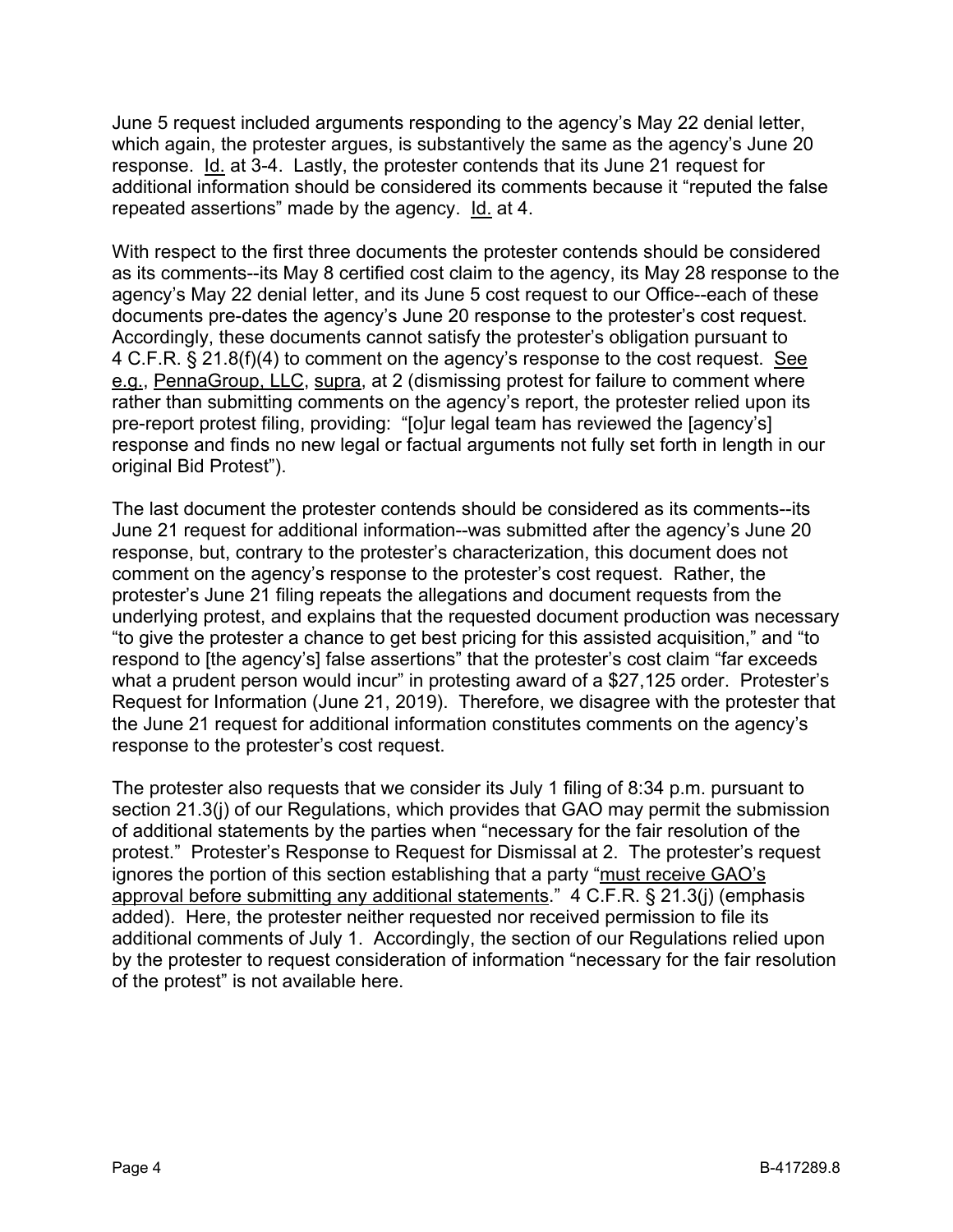June 5 request included arguments responding to the agency's May 22 denial letter, which again, the protester argues, is substantively the same as the agency's June 20 response. Id. at 3-4. Lastly, the protester contends that its June 21 request for additional information should be considered its comments because it "reputed the false repeated assertions" made by the agency. Id. at 4.

With respect to the first three documents the protester contends should be considered as its comments--its May 8 certified cost claim to the agency, its May 28 response to the agency's May 22 denial letter, and its June 5 cost request to our Office--each of these documents pre-dates the agency's June 20 response to the protester's cost request. Accordingly, these documents cannot satisfy the protester's obligation pursuant to 4 C.F.R. § 21.8(f)(4) to comment on the agency's response to the cost request. See e.g., PennaGroup, LLC, supra, at 2 (dismissing protest for failure to comment where rather than submitting comments on the agency's report, the protester relied upon its pre-report protest filing, providing: "[o]ur legal team has reviewed the [agency's] response and finds no new legal or factual arguments not fully set forth in length in our original Bid Protest").

The last document the protester contends should be considered as its comments--its June 21 request for additional information--was submitted after the agency's June 20 response, but, contrary to the protester's characterization, this document does not comment on the agency's response to the protester's cost request. Rather, the protester's June 21 filing repeats the allegations and document requests from the underlying protest, and explains that the requested document production was necessary "to give the protester a chance to get best pricing for this assisted acquisition," and "to respond to [the agency's] false assertions" that the protester's cost claim "far exceeds what a prudent person would incur" in protesting award of a $27,125 order. Protester's Request for Information (June 21, 2019). Therefore, we disagree with the protester that the June 21 request for additional information constitutes comments on the agency's response to the protester's cost request.

The protester also requests that we consider its July 1 filing of 8:34 p.m. pursuant to section 21.3(j) of our Regulations, which provides that GAO may permit the submission of additional statements by the parties when "necessary for the fair resolution of the protest." Protester's Response to Request for Dismissal at 2. The protester's request ignores the portion of this section establishing that a party "must receive GAO's approval before submitting any additional statements." 4 C.F.R. § 21.3(j) (emphasis added). Here, the protester neither requested nor received permission to file its additional comments of July 1. Accordingly, the section of our Regulations relied upon by the protester to request consideration of information "necessary for the fair resolution of the protest" is not available here.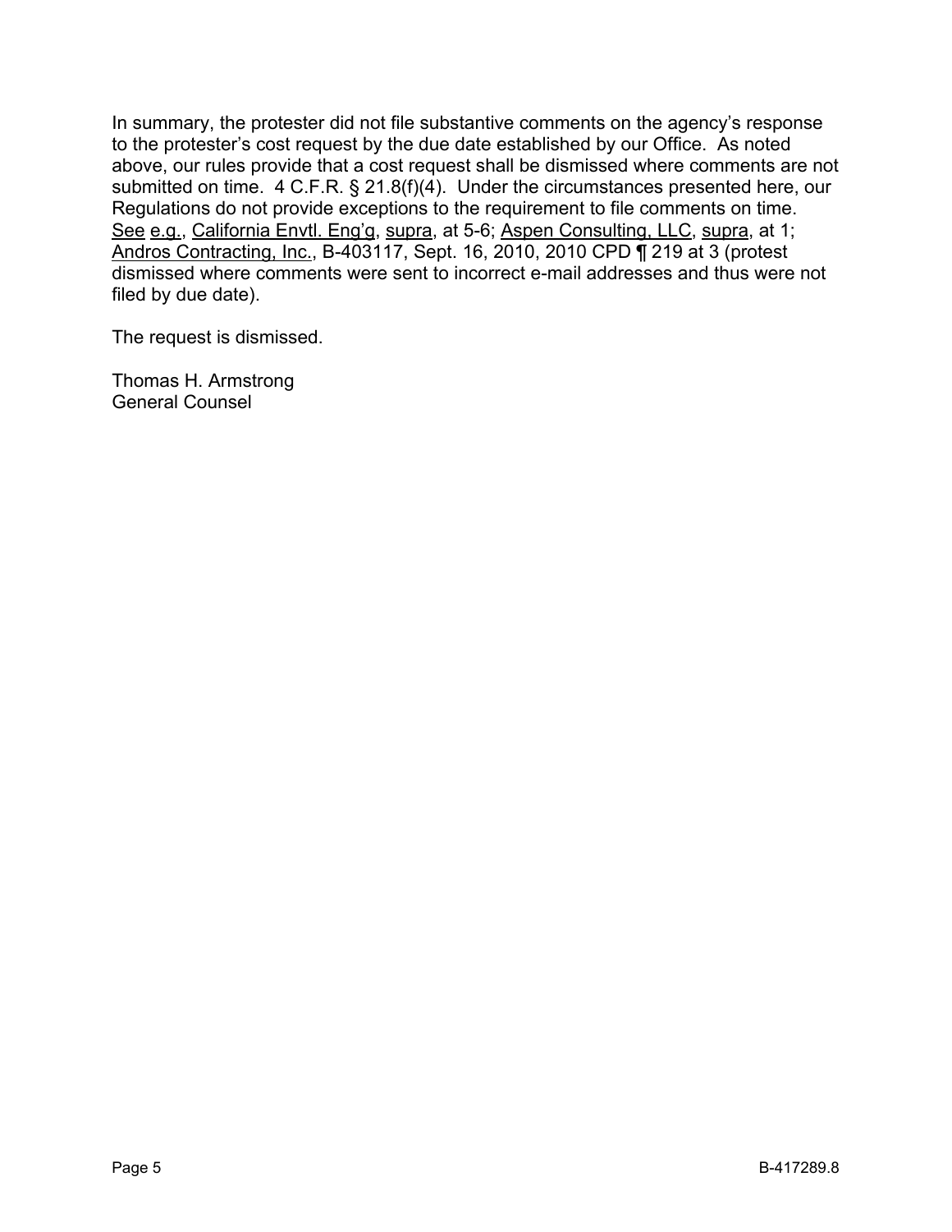In summary, the protester did not file substantive comments on the agency's response to the protester's cost request by the due date established by our Office. As noted above, our rules provide that a cost request shall be dismissed where comments are not submitted on time. 4 C.F.R. § 21.8(f)(4). Under the circumstances presented here, our Regulations do not provide exceptions to the requirement to file comments on time. See e.g., California Envtl. Eng'g, supra, at 5-6; Aspen Consulting, LLC, supra, at 1; Andros Contracting, Inc., B-403117, Sept. 16, 2010, 2010 CPD ¶ 219 at 3 (protest dismissed where comments were sent to incorrect e-mail addresses and thus were not filed by due date).

The request is dismissed.

Thomas H. Armstrong  
General Counsel